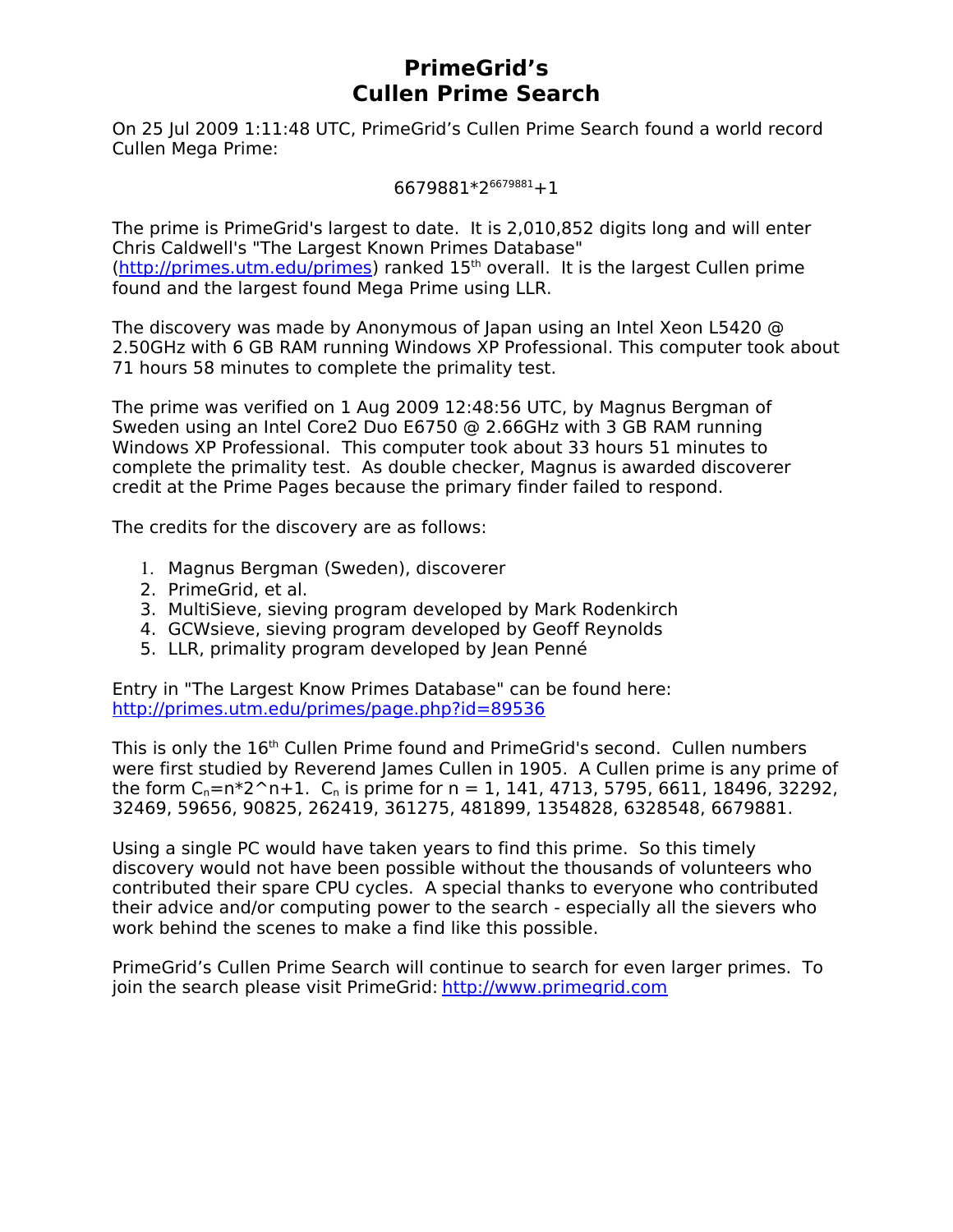# PrimeGrid's Cullen Prime Search

On 25 Jul 2009 1:11:48 UTC, PrimeGrid's Cullen Prime Search found a world record Cullen Mega Prime:

$$6679881*2^{6679881}+1$$

The prime is PrimeGrid's largest to date. It is 2,010,852 digits long and will enter Chris Caldwell's "The Largest Known Primes Database" (http://primes.utm.edu/primes) ranked 15th overall. It is the largest Cullen prime found and the largest found Mega Prime using LLR.

The discovery was made by Anonymous of Japan using an Intel Xeon L5420 @ 2.50GHz with 6 GB RAM running Windows XP Professional. This computer took about 71 hours 58 minutes to complete the primality test.

The prime was verified on 1 Aug 2009 12:48:56 UTC, by Magnus Bergman of Sweden using an Intel Core2 Duo E6750 @ 2.66GHz with 3 GB RAM running Windows XP Professional. This computer took about 33 hours 51 minutes to complete the primality test. As double checker, Magnus is awarded discoverer credit at the Prime Pages because the primary finder failed to respond.

The credits for the discovery are as follows:

1. Magnus Bergman (Sweden), discoverer
2. PrimeGrid, et al.
3. MultiSieve, sieving program developed by Mark Rodenkirch
4. GCWsieve, sieving program developed by Geoff Reynolds
5. LLR, primality program developed by Jean Penné

Entry in "The Largest Know Primes Database" can be found here: http://primes.utm.edu/primes/page.php?id=89536

This is only the 16th Cullen Prime found and PrimeGrid's second. Cullen numbers were first studied by Reverend James Cullen in 1905. A Cullen prime is any prime of the form $C_n=n*2^n+1$. $C_n$ is prime for n = 1, 141, 4713, 5795, 6611, 18496, 32292, 32469, 59656, 90825, 262419, 361275, 481899, 1354828, 6328548, 6679881.

Using a single PC would have taken years to find this prime. So this timely discovery would not have been possible without the thousands of volunteers who contributed their spare CPU cycles. A special thanks to everyone who contributed their advice and/or computing power to the search - especially all the sievers who work behind the scenes to make a find like this possible.

PrimeGrid's Cullen Prime Search will continue to search for even larger primes. To join the search please visit PrimeGrid: http://www.primegrid.com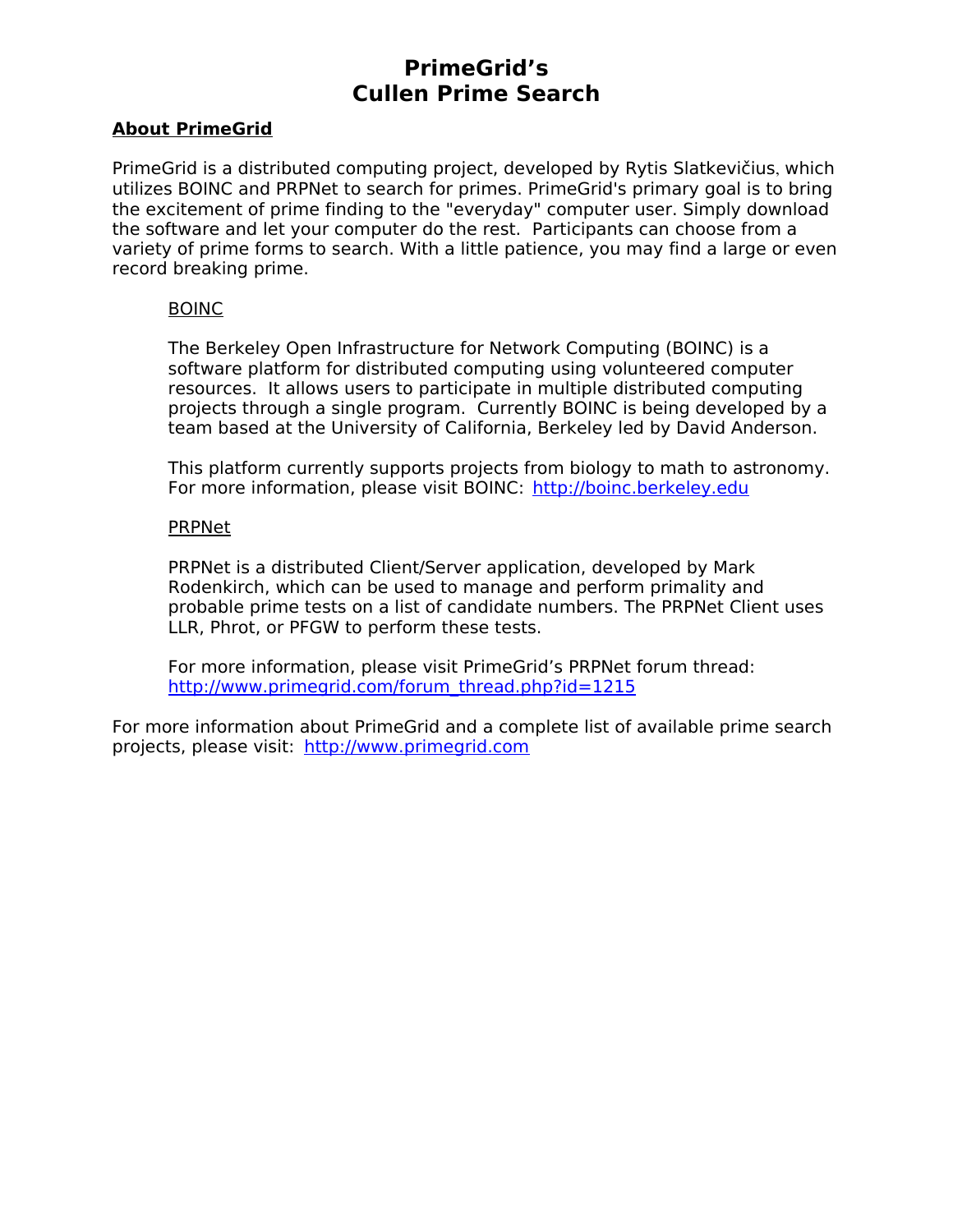# PrimeGrid's
# Cullen Prime Search

## About PrimeGrid

PrimeGrid is a distributed computing project, developed by Rytis Slatkevičius, which utilizes BOINC and PRPNet to search for primes. PrimeGrid's primary goal is to bring the excitement of prime finding to the "everyday" computer user. Simply download the software and let your computer do the rest. Participants can choose from a variety of prime forms to search. With a little patience, you may find a large or even record breaking prime.

### BOINC

The Berkeley Open Infrastructure for Network Computing (BOINC) is a software platform for distributed computing using volunteered computer resources. It allows users to participate in multiple distributed computing projects through a single program. Currently BOINC is being developed by a team based at the University of California, Berkeley led by David Anderson.

This platform currently supports projects from biology to math to astronomy. For more information, please visit BOINC: [http://boinc.berkeley.edu](http://boinc.berkeley.edu)

### PRPNet

PRPNet is a distributed Client/Server application, developed by Mark Rodenkirch, which can be used to manage and perform primality and probable prime tests on a list of candidate numbers. The PRPNet Client uses LLR, Phrot, or PFGW to perform these tests.

For more information, please visit PrimeGrid's PRPNet forum thread: [http://www.primegrid.com/forum_thread.php?id=1215](http://www.primegrid.com/forum_thread.php?id=1215)

For more information about PrimeGrid and a complete list of available prime search projects, please visit: [http://www.primegrid.com](http://www.primegrid.com)